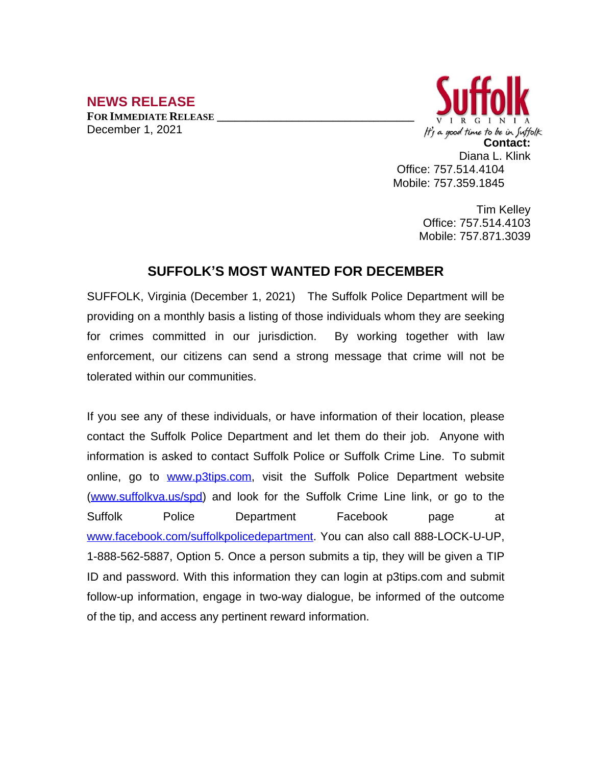**NEWS RELEASE**

**FOR IMMEDIATE RELEASE**

December 1, 2021

Suffolk VIRGINIA It's a good time to be in Suffolk

**Contact:**
Diana L. Klink
Office: 757.514.4104
Mobile: 757.359.1845

Tim Kelley
Office: 757.514.4103
Mobile: 757.871.3039

## SUFFOLK'S MOST WANTED FOR DECEMBER

SUFFOLK, Virginia (December 1, 2021) The Suffolk Police Department will be providing on a monthly basis a listing of those individuals whom they are seeking for crimes committed in our jurisdiction. By working together with law enforcement, our citizens can send a strong message that crime will not be tolerated within our communities.

If you see any of these individuals, or have information of their location, please contact the Suffolk Police Department and let them do their job. Anyone with information is asked to contact Suffolk Police or Suffolk Crime Line. To submit online, go to www.p3tips.com, visit the Suffolk Police Department website (www.suffolkva.us/spd) and look for the Suffolk Crime Line link, or go to the Suffolk Police Department Facebook page at www.facebook.com/suffolkpolicedepartment. You can also call 888-LOCK-U-UP, 1-888-562-5887, Option 5. Once a person submits a tip, they will be given a TIP ID and password. With this information they can login at p3tips.com and submit follow-up information, engage in two-way dialogue, be informed of the outcome of the tip, and access any pertinent reward information.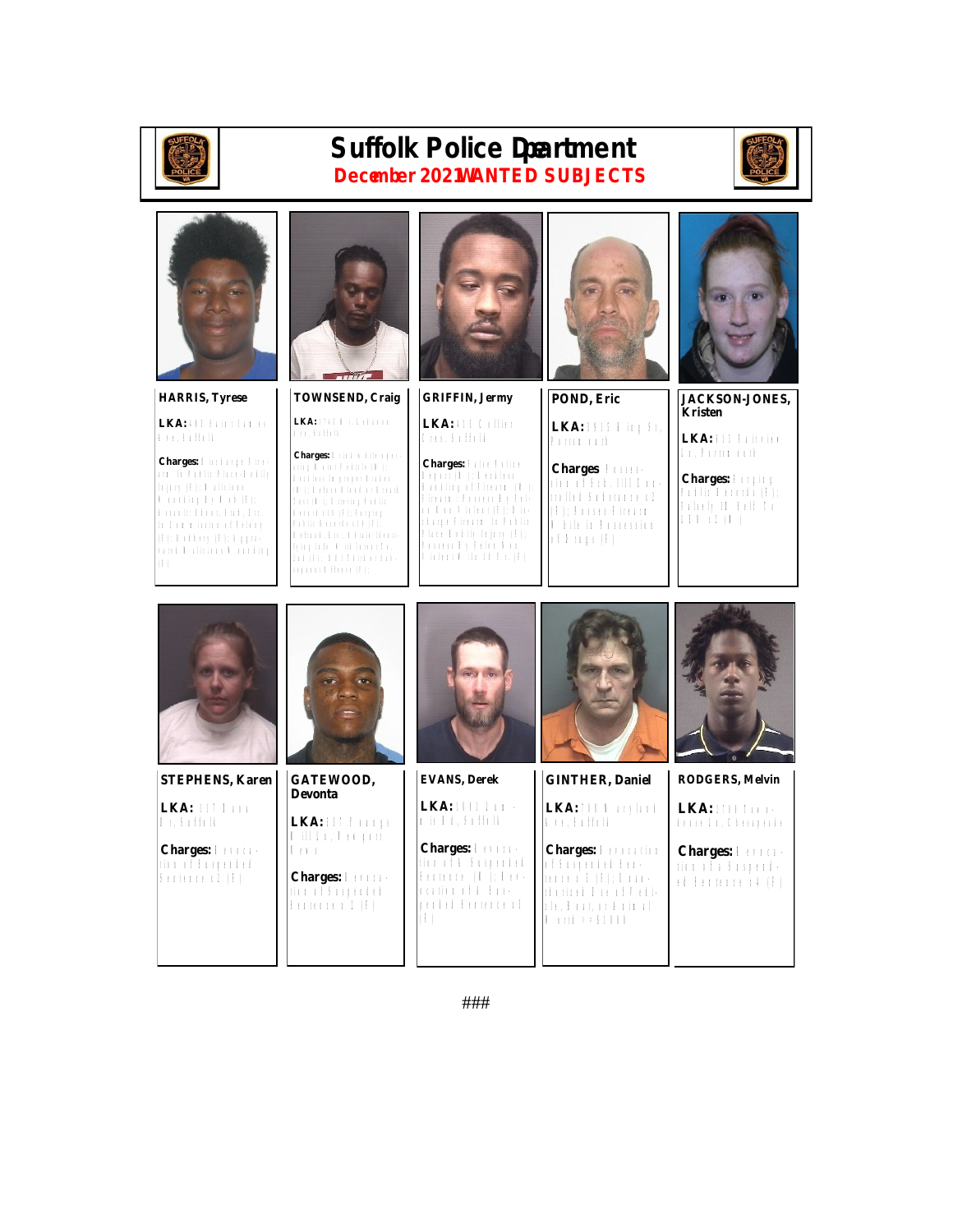# Suffolk Police Department

## December 2021 WANTED SUBJECTS

**HARRIS, Tyrese**

**LKA:**

**Charges:**

**TOWNSEND, Craig**

**LKA:**

**Charges:**

**GRIFFIN, Jermy**

**LKA:**

**Charges:**

**POND, Eric**

**LKA:**

**Charges:**

**JACKSON-JONES, Kristen**

**LKA:**

**Charges:**

**STEPHENS, Karen**

**LKA:**

**Charges:**

**GATEWOOD, Devonta**

**LKA:**

**Charges:**

**EVANS, Derek**

**LKA:**

**Charges:**

**GINTHER, Daniel**

**LKA:**

**Charges:**

**RODGERS, Melvin**

**LKA:**

**Charges:**

###